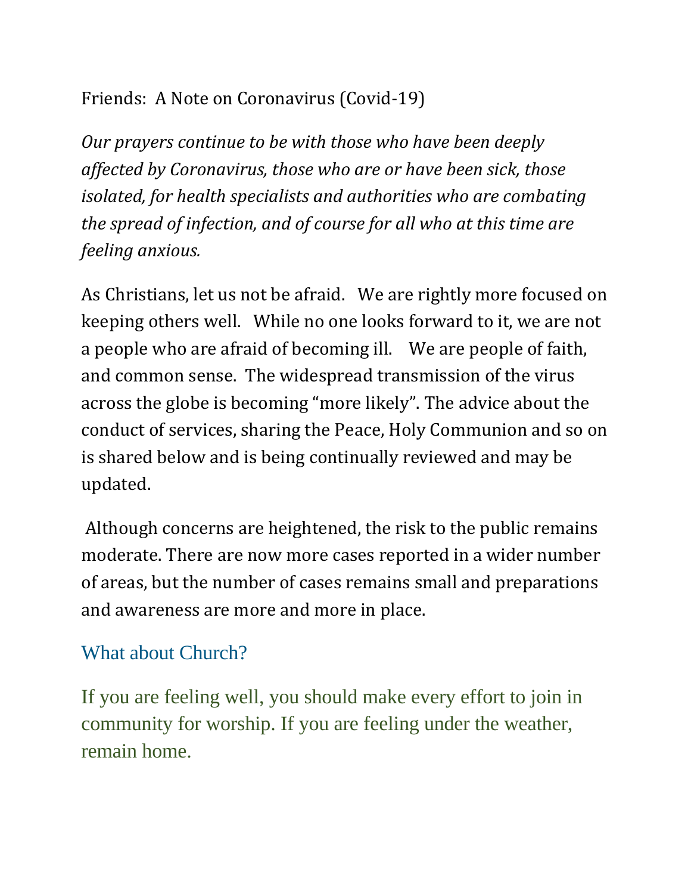Friends: A Note on Coronavirus (Covid-19)

*Our prayers continue to be with those who have been deeply affected by Coronavirus, those who are or have been sick, those isolated, for health specialists and authorities who are combating the spread of infection, and of course for all who at this time are feeling anxious.*

As Christians, let us not be afraid. We are rightly more focused on keeping others well. While no one looks forward to it, we are not a people who are afraid of becoming ill. We are people of faith, and common sense. The widespread transmission of the virus across the globe is becoming "more likely". The advice about the conduct of services, sharing the Peace, Holy Communion and so on is shared below and is being continually reviewed and may be updated.

Although concerns are heightened, the risk to the public remains moderate. There are now more cases reported in a wider number of areas, but the number of cases remains small and preparations and awareness are more and more in place.

## What about Church?

If you are feeling well, you should make every effort to join in community for worship. If you are feeling under the weather, remain home.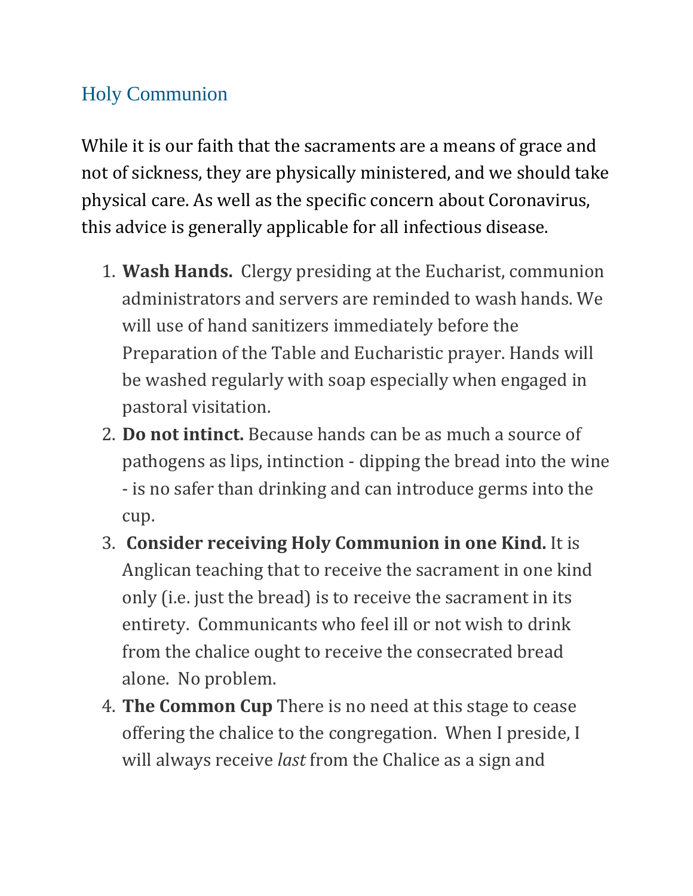## Holy Communion

While it is our faith that the sacraments are a means of grace and not of sickness, they are physically ministered, and we should take physical care. As well as the specific concern about Coronavirus, this advice is generally applicable for all infectious disease.

1. **Wash Hands.** Clergy presiding at the Eucharist, communion administrators and servers are reminded to wash hands. We will use of hand sanitizers immediately before the Preparation of the Table and Eucharistic prayer. Hands will be washed regularly with soap especially when engaged in pastoral visitation.
2. **Do not intinct.** Because hands can be as much a source of pathogens as lips, intinction - dipping the bread into the wine - is no safer than drinking and can introduce germs into the cup.
3. **Consider receiving Holy Communion in one Kind.** It is Anglican teaching that to receive the sacrament in one kind only (i.e. just the bread) is to receive the sacrament in its entirety. Communicants who feel ill or not wish to drink from the chalice ought to receive the consecrated bread alone. No problem.
4. **The Common Cup** There is no need at this stage to cease offering the chalice to the congregation. When I preside, I will always receive *last* from the Chalice as a sign and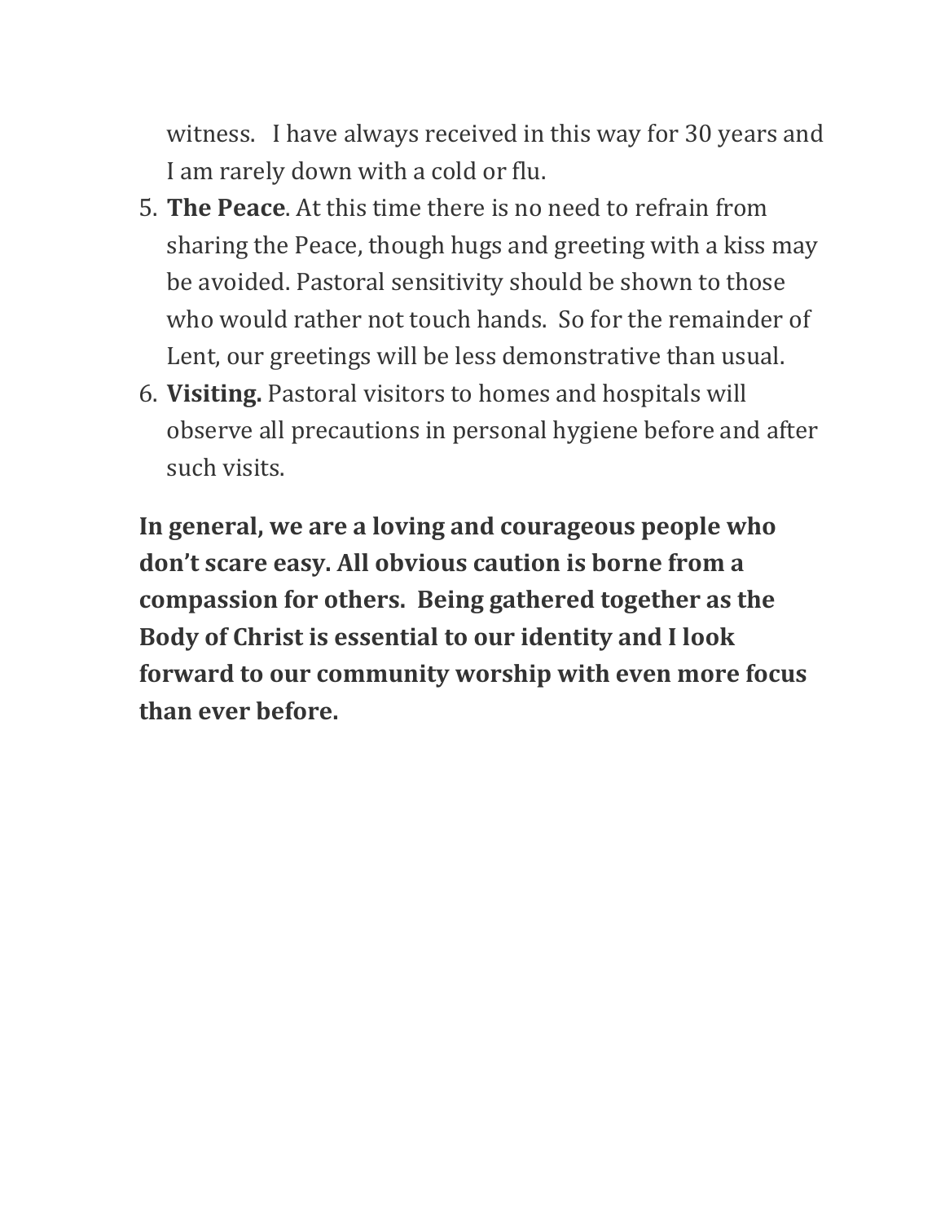witness. I have always received in this way for 30 years and I am rarely down with a cold or flu.

5. **The Peace**. At this time there is no need to refrain from sharing the Peace, though hugs and greeting with a kiss may be avoided. Pastoral sensitivity should be shown to those who would rather not touch hands. So for the remainder of Lent, our greetings will be less demonstrative than usual.
6. **Visiting.** Pastoral visitors to homes and hospitals will observe all precautions in personal hygiene before and after such visits.

**In general, we are a loving and courageous people who don't scare easy. All obvious caution is borne from a compassion for others. Being gathered together as the Body of Christ is essential to our identity and I look forward to our community worship with even more focus than ever before.**